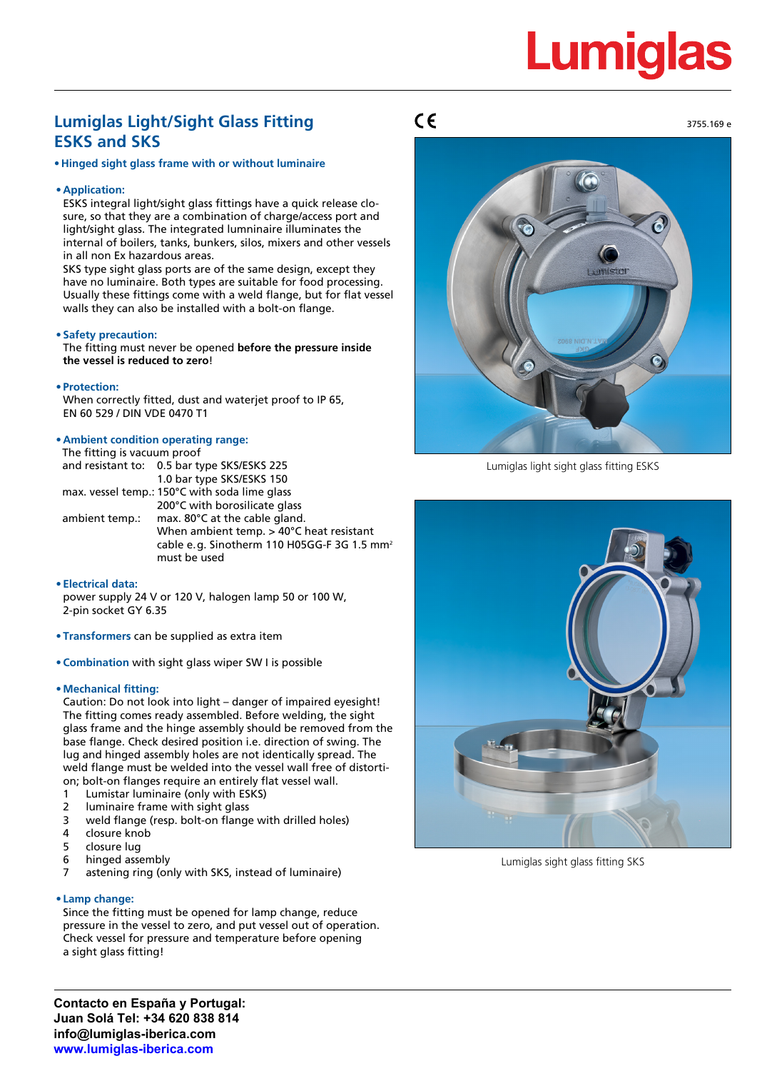# Lumiglas

## Lumiglas Light/Sight Glass Fitting ESKS and SKS

3755.169 e

- **Hinged sight glass frame with or without luminaire**

- **Application:**
  ESKS integral light/sight glass fittings have a quick release closure, so that they are a combination of charge/access port and light/sight glass. The integrated lumninaire illuminates the internal of boilers, tanks, bunkers, silos, mixers and other vessels in all non Ex hazardous areas.
  SKS type sight glass ports are of the same design, except they have no luminaire. Both types are suitable for food processing. Usually these fittings come with a weld flange, but for flat vessel walls they can also be installed with a bolt-on flange.

- **Safety precaution:**
  The fitting must never be opened **before the pressure inside the vessel is reduced to zero**!

- **Protection:**
  When correctly fitted, dust and waterjet proof to IP 65, EN 60 529 / DIN VDE 0470 T1

- **Ambient condition operating range:**
  The fitting is vacuum proof

| | |
|---|---|
| and resistant to: | 0.5 bar type SKS/ESKS 225 |
| | 1.0 bar type SKS/ESKS 150 |
| max. vessel temp.: | 150°C with soda lime glass |
| | 200°C with borosilicate glass |
| ambient temp.: | max. 80°C at the cable gland. |
| | When ambient temp. > 40°C heat resistant cable e.g. Sinotherm 110 H05GG-F 3G 1.5 mm² must be used |

- **Electrical data:**
  power supply 24 V or 120 V, halogen lamp 50 or 100 W, 2-pin socket GY 6.35

- **Transformers** can be supplied as extra item

- **Combination** with sight glass wiper SW I is possible

- **Mechanical fitting:**
  Caution: Do not look into light – danger of impaired eyesight!
  The fitting comes ready assembled. Before welding, the sight glass frame and the hinge assembly should be removed from the base flange. Check desired position i.e. direction of swing. The lug and hinged assembly holes are not identically spread. The weld flange must be welded into the vessel wall free of distortion; bolt-on flanges require an entirely flat vessel wall.
  1. Lumistar luminaire (only with ESKS)
  2. luminaire frame with sight glass
  3. weld flange (resp. bolt-on flange with drilled holes)
  4. closure knob
  5. closure lug
  6. hinged assembly
  7. astening ring (only with SKS, instead of luminaire)

- **Lamp change:**
  Since the fitting must be opened for lamp change, reduce pressure in the vessel to zero, and put vessel out of operation. Check vessel for pressure and temperature before opening a sight glass fitting!

Lumiglas light sight glass fitting ESKS

Lumiglas sight glass fitting SKS

**Contacto en España y Portugal:**
**Juan Solá Tel: +34 620 838 814**
**info@lumiglas-iberica.com**
**www.lumiglas-iberica.com**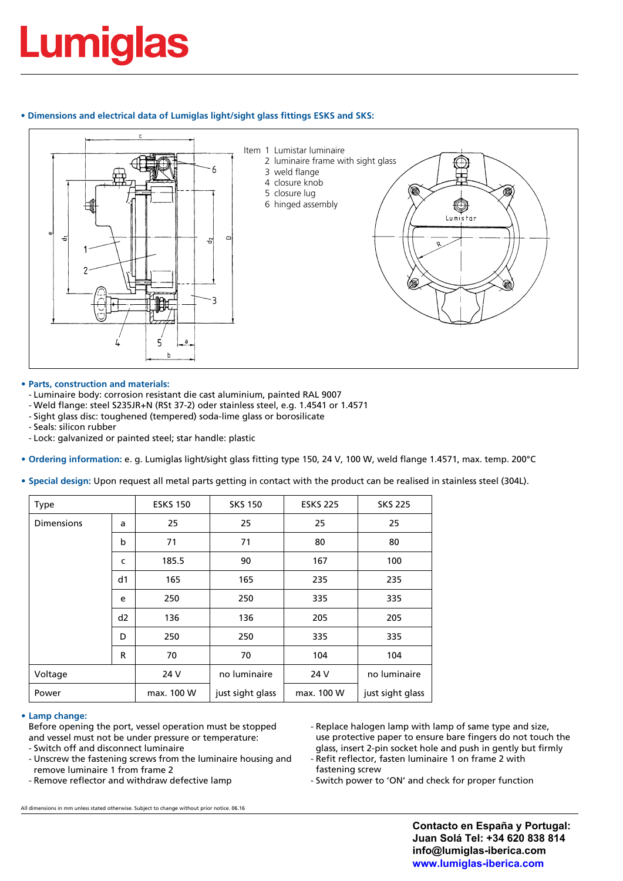# Lumiglas

**• Dimensions and electrical data of Lumiglas light/sight glass fittings ESKS and SKS:**

Item 1 Lumistar luminaire
2 luminaire frame with sight glass
3 weld flange
4 closure knob
5 closure lug
6 hinged assembly

**• Parts, construction and materials:**

- Luminaire body: corrosion resistant die cast aluminium, painted RAL 9007
- Weld flange: steel S235JR+N (RSt 37-2) oder stainless steel, e.g. 1.4541 or 1.4571
- Sight glass disc: toughened (tempered) soda-lime glass or borosilicate
- Seals: silicon rubber
- Lock: galvanized or painted steel; star handle: plastic

**• Ordering information:** e. g. Lumiglas light/sight glass fitting type 150, 24 V, 100 W, weld flange 1.4571, max. temp. 200°C

**• Special design:** Upon request all metal parts getting in contact with the product can be realised in stainless steel (304L).

| Type | | ESKS 150 | SKS 150 | ESKS 225 | SKS 225 |
|---|---|---|---|---|---|
| Dimensions | a | 25 | 25 | 25 | 25 |
| | b | 71 | 71 | 80 | 80 |
| | c | 185.5 | 90 | 167 | 100 |
| | d1 | 165 | 165 | 235 | 235 |
| | e | 250 | 250 | 335 | 335 |
| | d2 | 136 | 136 | 205 | 205 |
| | D | 250 | 250 | 335 | 335 |
| | R | 70 | 70 | 104 | 104 |
| Voltage | | 24 V | no luminaire | 24 V | no luminaire |
| Power | | max. 100 W | just sight glass | max. 100 W | just sight glass |

**• Lamp change:**

Before opening the port, vessel operation must be stopped and vessel must not be under pressure or temperature:

- Switch off and disconnect luminaire
- Unscrew the fastening screws from the luminaire housing and remove luminaire 1 from frame 2
- Remove reflector and withdraw defective lamp
- Replace halogen lamp with lamp of same type and size, use protective paper to ensure bare fingers do not touch the glass, insert 2-pin socket hole and push in gently but firmly
- Refit reflector, fasten luminaire 1 on frame 2 with fastening screw
- Switch power to 'ON' and check for proper function

All dimensions in mm unless stated otherwise. Subject to change without prior notice. 06.16

**Contacto en España y Portugal:**
**Juan Solá Tel: +34 620 838 814**
**info@lumiglas-iberica.com**
**www.lumiglas-iberica.com**